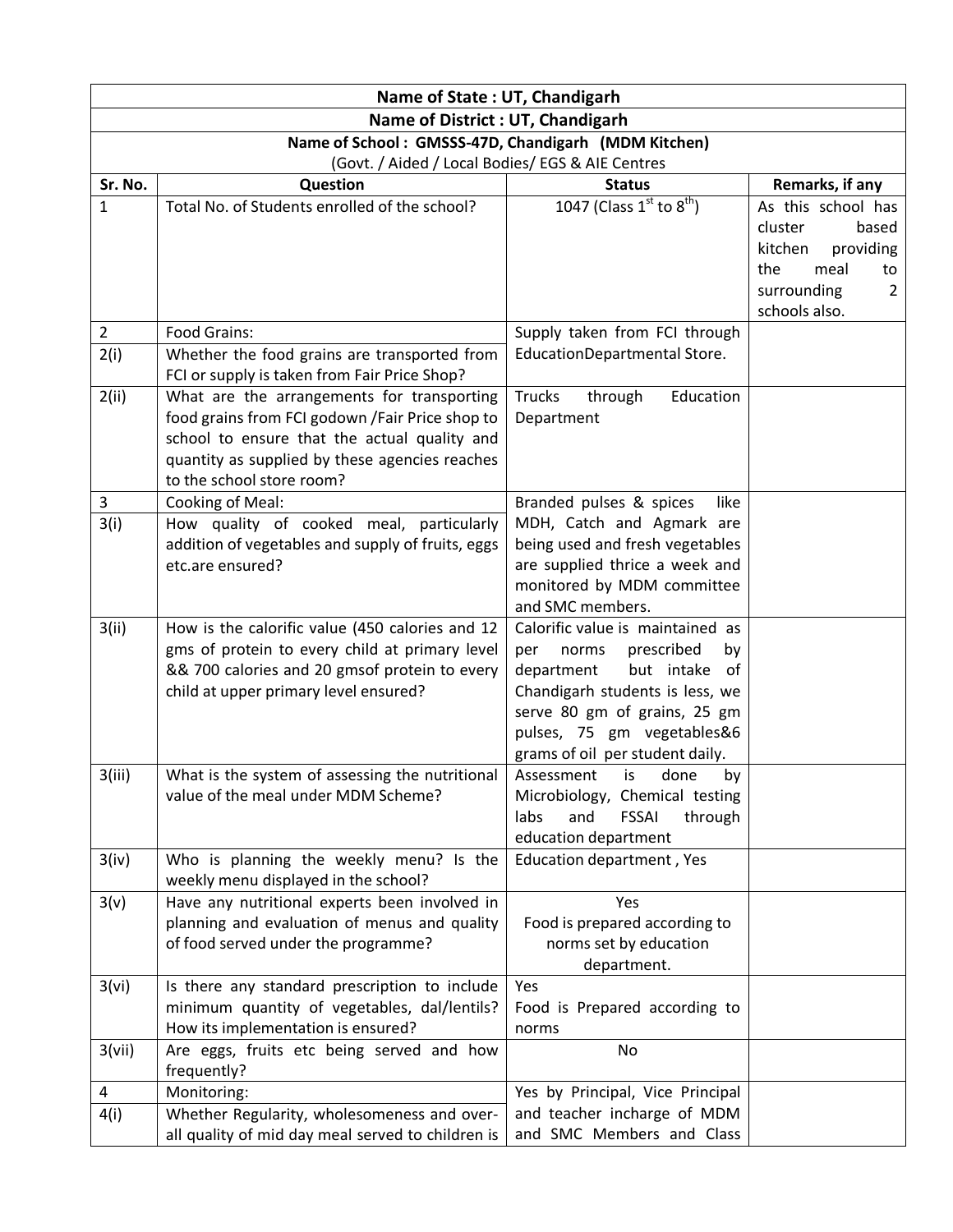| Name of State : UT, Chandigarh | | | |
|---|---|---|---|
| **Name of District : UT, Chandigarh** | | | |
| **Name of School : GMSSS-47D, Chandigarh (MDM Kitchen)** (Govt. / Aided / Local Bodies/ EGS & AIE Centres | | | |
| **Sr. No.** | **Question** | **Status** | **Remarks, if any** |
| 1 | Total No. of Students enrolled of the school? | 1047 (Class 1st to 8th) | As this school has cluster based kitchen providing the meal to surrounding 2 schools also. |
| 2 | Food Grains: | Supply taken from FCI through EducationDepartmental Store. | |
| 2(i) | Whether the food grains are transported from FCI or supply is taken from Fair Price Shop? | | |
| 2(ii) | What are the arrangements for transporting food grains from FCI godown /Fair Price shop to school to ensure that the actual quality and quantity as supplied by these agencies reaches to the school store room? | Trucks through Education Department | |
| 3 | Cooking of Meal: | Branded pulses & spices like MDH, Catch and Agmark are being used and fresh vegetables are supplied thrice a week and monitored by MDM committee and SMC members. | |
| 3(i) | How quality of cooked meal, particularly addition of vegetables and supply of fruits, eggs etc.are ensured? | | |
| 3(ii) | How is the calorific value (450 calories and 12 gms of protein to every child at primary level && 700 calories and 20 gmsof protein to every child at upper primary level ensured? | Calorific value is maintained as per norms prescribed by department but intake of Chandigarh students is less, we serve 80 gm of grains, 25 gm pulses, 75 gm vegetables&6 grams of oil per student daily. | |
| 3(iii) | What is the system of assessing the nutritional value of the meal under MDM Scheme? | Assessment is done by Microbiology, Chemical testing labs and FSSAI through education department | |
| 3(iv) | Who is planning the weekly menu? Is the weekly menu displayed in the school? | Education department , Yes | |
| 3(v) | Have any nutritional experts been involved in planning and evaluation of menus and quality of food served under the programme? | Yes<br>Food is prepared according to norms set by education department. | |
| 3(vi) | Is there any standard prescription to include minimum quantity of vegetables, dal/lentils? How its implementation is ensured? | Yes<br>Food is Prepared according to norms | |
| 3(vii) | Are eggs, fruits etc being served and how frequently? | No | |
| 4 | Monitoring: | Yes by Principal, Vice Principal and teacher incharge of MDM and SMC Members and Class | |
| 4(i) | Whether Regularity, wholesomeness and over-all quality of mid day meal served to children is | | |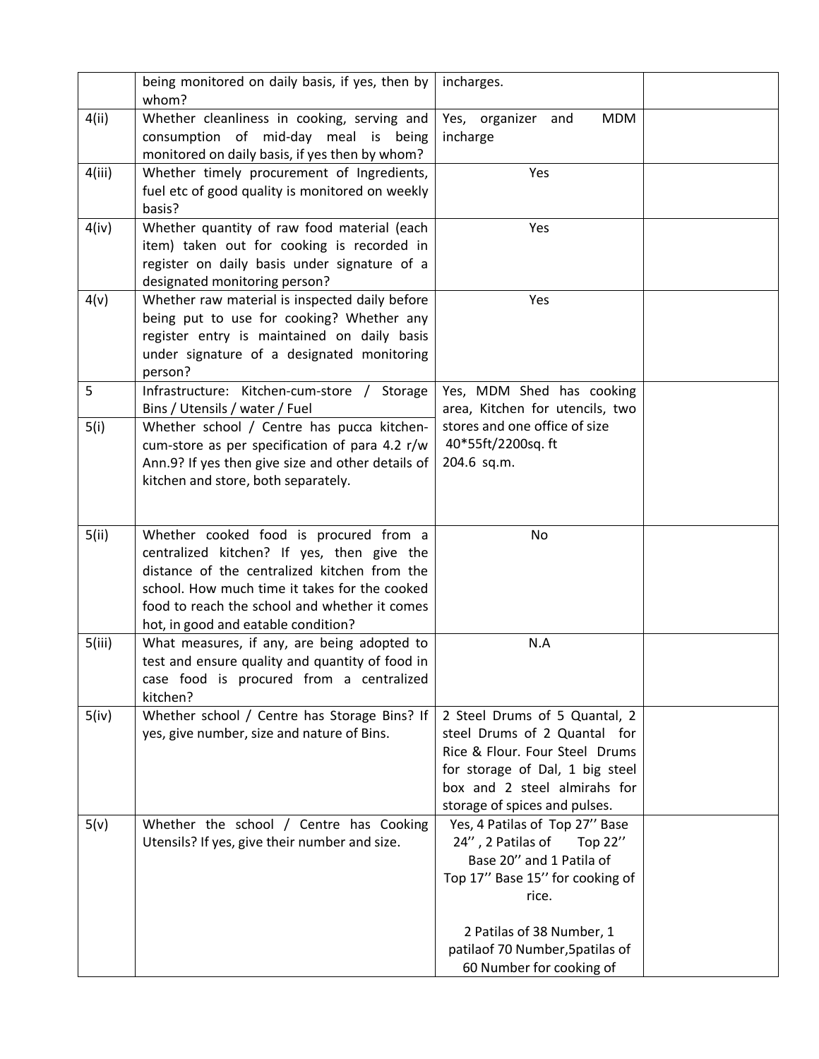| | | | |
|---|---|---|---|
| | being monitored on daily basis, if yes, then by whom? | incharges. | |
| 4(ii) | Whether cleanliness in cooking, serving and consumption of mid-day meal is being monitored on daily basis, if yes then by whom? | Yes, organizer and MDM incharge | |
| 4(iii) | Whether timely procurement of Ingredients, fuel etc of good quality is monitored on weekly basis? | Yes | |
| 4(iv) | Whether quantity of raw food material (each item) taken out for cooking is recorded in register on daily basis under signature of a designated monitoring person? | Yes | |
| 4(v) | Whether raw material is inspected daily before being put to use for cooking? Whether any register entry is maintained on daily basis under signature of a designated monitoring person? | Yes | |
| 5 | Infrastructure: Kitchen-cum-store / Storage Bins / Utensils / water / Fuel | Yes, MDM Shed has cooking area, Kitchen for utencils, two stores and one office of size 40*55ft/2200sq. ft 204.6 sq.m. | |
| 5(i) | Whether school / Centre has pucca kitchen-cum-store as per specification of para 4.2 r/w Ann.9? If yes then give size and other details of kitchen and store, both separately. | | |
| 5(ii) | Whether cooked food is procured from a centralized kitchen? If yes, then give the distance of the centralized kitchen from the school. How much time it takes for the cooked food to reach the school and whether it comes hot, in good and eatable condition? | No | |
| 5(iii) | What measures, if any, are being adopted to test and ensure quality and quantity of food in case food is procured from a centralized kitchen? | N.A | |
| 5(iv) | Whether school / Centre has Storage Bins? If yes, give number, size and nature of Bins. | 2 Steel Drums of 5 Quantal, 2 steel Drums of 2 Quantal for Rice & Flour. Four Steel Drums for storage of Dal, 1 big steel box and 2 steel almirahs for storage of spices and pulses. | |
| 5(v) | Whether the school / Centre has Cooking Utensils? If yes, give their number and size. | Yes, 4 Patilas of Top 27'' Base 24'' , 2 Patilas of Top 22'' Base 20'' and 1 Patila of Top 17'' Base 15'' for cooking of rice.<br><br>2 Patilas of 38 Number, 1 patilaof 70 Number,5patilas of 60 Number for cooking of | |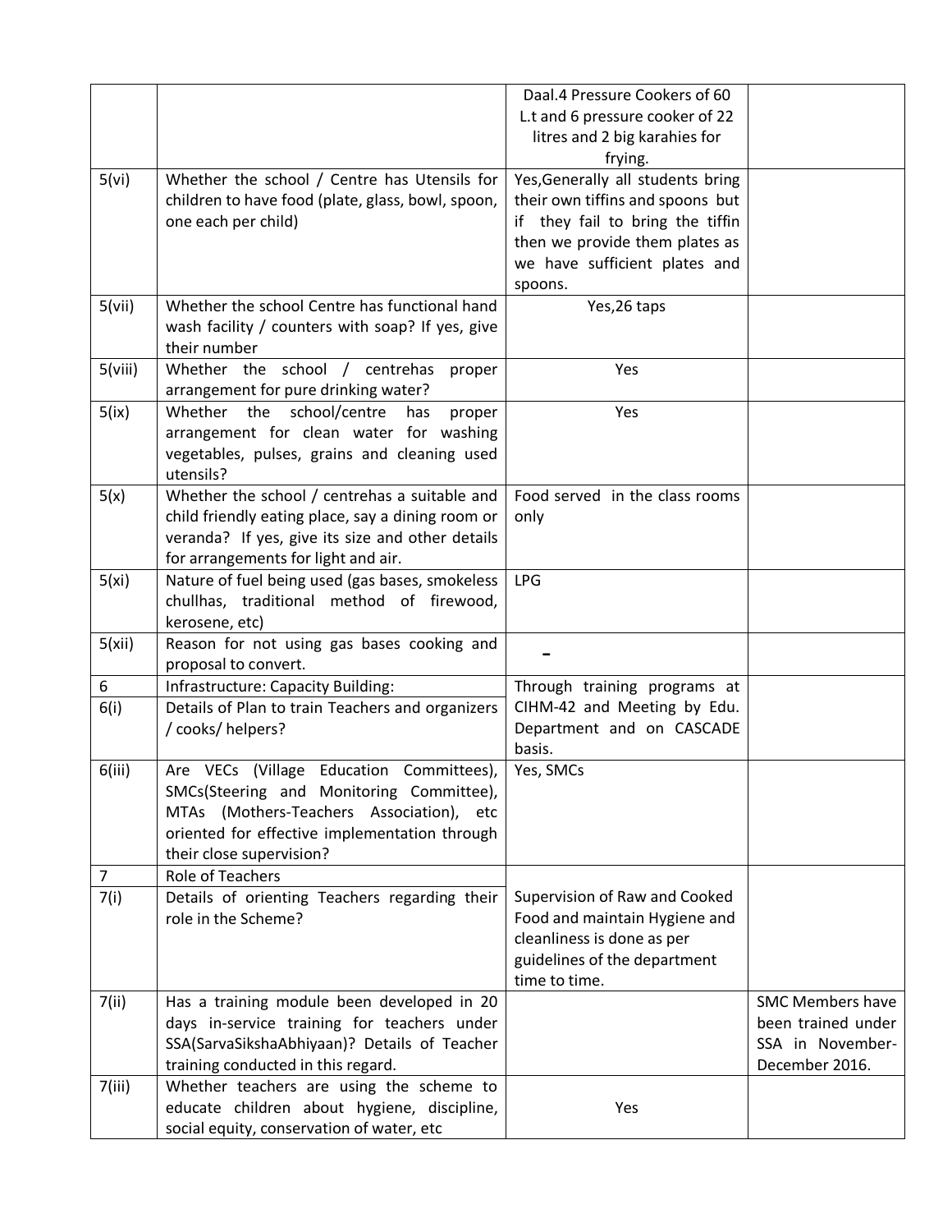| | | | |
|---|---|---|---|
| | | Daal.4 Pressure Cookers of 60 L.t and 6 pressure cooker of 22 litres and 2 big karahies for frying. | |
| 5(vi) | Whether the school / Centre has Utensils for children to have food (plate, glass, bowl, spoon, one each per child) | Yes,Generally all students bring their own tiffins and spoons but if they fail to bring the tiffin then we provide them plates as we have sufficient plates and spoons. | |
| 5(vii) | Whether the school Centre has functional hand wash facility / counters with soap? If yes, give their number | Yes,26 taps | |
| 5(viii) | Whether the school / centrehas proper arrangement for pure drinking water? | Yes | |
| 5(ix) | Whether the school/centre has proper arrangement for clean water for washing vegetables, pulses, grains and cleaning used utensils? | Yes | |
| 5(x) | Whether the school / centrehas a suitable and child friendly eating place, say a dining room or veranda? If yes, give its size and other details for arrangements for light and air. | Food served in the class rooms only | |
| 5(xi) | Nature of fuel being used (gas bases, smokeless chullhas, traditional method of firewood, kerosene, etc) | LPG | |
| 5(xii) | Reason for not using gas bases cooking and proposal to convert. | - | |
| 6 | Infrastructure: Capacity Building: | Through training programs at CIHM-42 and Meeting by Edu. Department and on CASCADE basis. | |
| 6(i) | Details of Plan to train Teachers and organizers / cooks/ helpers? | | |
| 6(iii) | Are VECs (Village Education Committees), SMCs(Steering and Monitoring Committee), MTAs (Mothers-Teachers Association), etc oriented for effective implementation through their close supervision? | Yes, SMCs | |
| 7 | Role of Teachers | Supervision of Raw and Cooked Food and maintain Hygiene and cleanliness is done as per guidelines of the department time to time. | |
| 7(i) | Details of orienting Teachers regarding their role in the Scheme? | | |
| 7(ii) | Has a training module been developed in 20 days in-service training for teachers under SSA(SarvaSikshaAbhiyaan)? Details of Teacher training conducted in this regard. | | SMC Members have been trained under SSA in November-December 2016. |
| 7(iii) | Whether teachers are using the scheme to educate children about hygiene, discipline, social equity, conservation of water, etc | Yes | |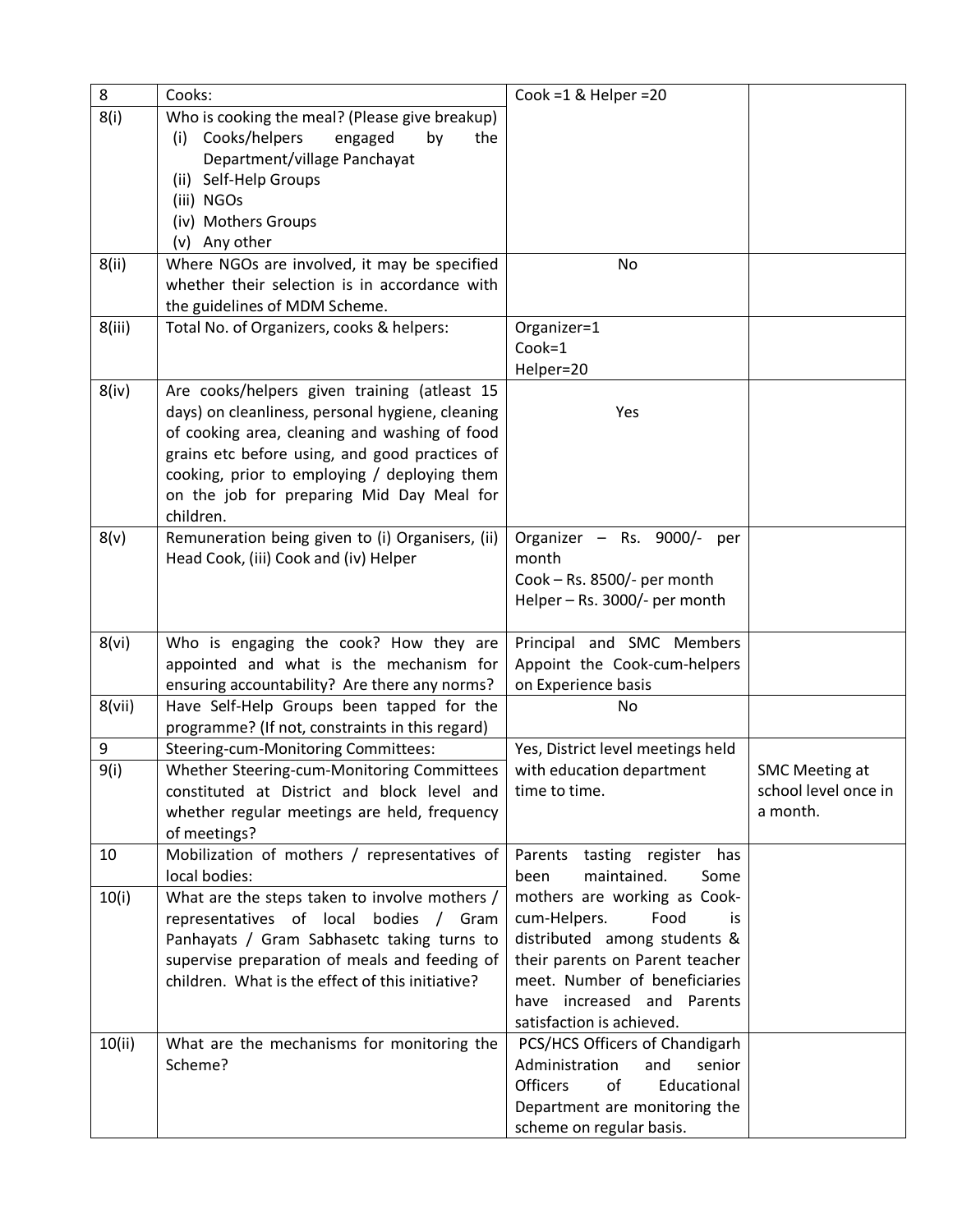| 8 | Cooks: | Cook =1 & Helper =20 | |
|---|---|---|---|
| 8(i) | Who is cooking the meal? (Please give breakup)<br>(i) Cooks/helpers engaged by the Department/village Panchayat<br>(ii) Self-Help Groups<br>(iii) NGOs<br>(iv) Mothers Groups<br>(v) Any other | | |
| 8(ii) | Where NGOs are involved, it may be specified whether their selection is in accordance with the guidelines of MDM Scheme. | No | |
| 8(iii) | Total No. of Organizers, cooks & helpers: | Organizer=1<br>Cook=1<br>Helper=20 | |
| 8(iv) | Are cooks/helpers given training (atleast 15 days) on cleanliness, personal hygiene, cleaning of cooking area, cleaning and washing of food grains etc before using, and good practices of cooking, prior to employing / deploying them on the job for preparing Mid Day Meal for children. | Yes | |
| 8(v) | Remuneration being given to (i) Organisers, (ii) Head Cook, (iii) Cook and (iv) Helper | Organizer – Rs. 9000/- per month<br>Cook – Rs. 8500/- per month<br>Helper – Rs. 3000/- per month | |
| 8(vi) | Who is engaging the cook? How they are appointed and what is the mechanism for ensuring accountability? Are there any norms? | Principal and SMC Members Appoint the Cook-cum-helpers on Experience basis | |
| 8(vii) | Have Self-Help Groups been tapped for the programme? (If not, constraints in this regard) | No | |
| 9 | Steering-cum-Monitoring Committees: | Yes, District level meetings held with education department time to time. | SMC Meeting at school level once in a month. |
| 9(i) | Whether Steering-cum-Monitoring Committees constituted at District and block level and whether regular meetings are held, frequency of meetings? | | |
| 10 | Mobilization of mothers / representatives of local bodies: | Parents tasting register has been maintained. Some mothers are working as Cook-cum-Helpers. Food is distributed among students & their parents on Parent teacher meet. Number of beneficiaries have increased and Parents satisfaction is achieved. | |
| 10(i) | What are the steps taken to involve mothers / representatives of local bodies / Gram Panhayats / Gram Sabhasetc taking turns to supervise preparation of meals and feeding of children. What is the effect of this initiative? | | |
| 10(ii) | What are the mechanisms for monitoring the Scheme? | PCS/HCS Officers of Chandigarh Administration and senior Officers of Educational Department are monitoring the scheme on regular basis. | |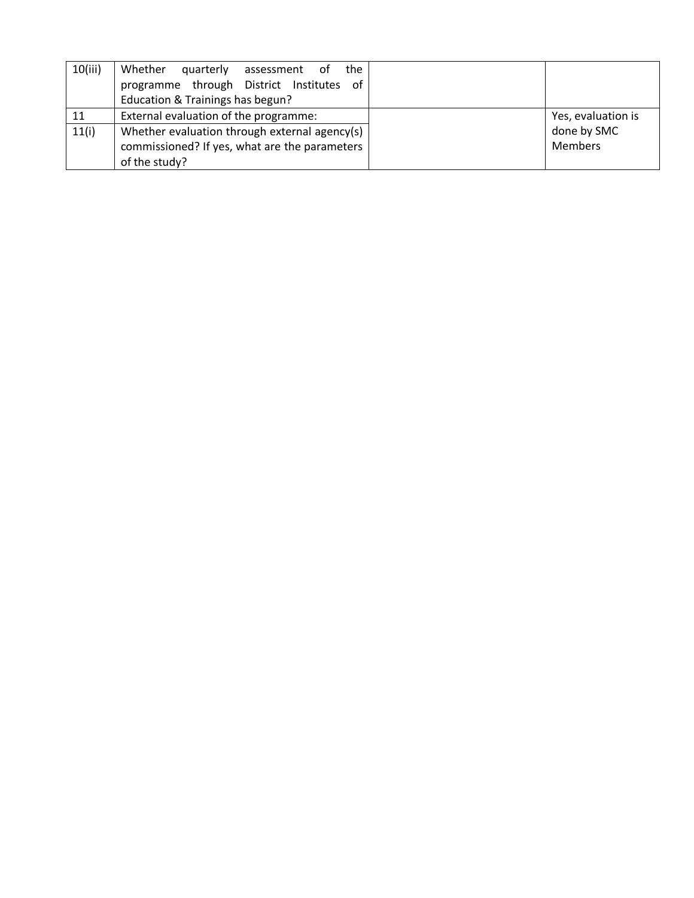| | | | |
|---|---|---|---|
| 10(iii) | Whether quarterly assessment of the programme through District Institutes of Education & Trainings has begun? | | |
| 11 | External evaluation of the programme: | | Yes, evaluation is done by SMC Members |
| 11(i) | Whether evaluation through external agency(s) commissioned? If yes, what are the parameters of the study? | | |